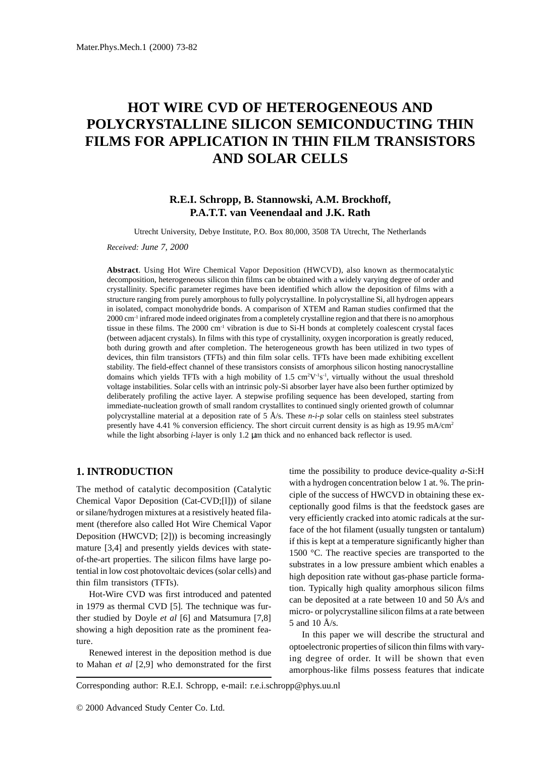# HOT WIRE CVD OF HETEROGENEOUS AND POLYCRYSTALLINE SILICON SEMICONDUCTING THIN FILMS FOR APPLICATION IN THIN FILM TRANSISTORS AND SOLAR CELLS

**R.E.I. Schropp, B. Stannowski, A.M. Brockhoff, P.A.T.T. van Veenendaal and J.K. Rath**

Utrecht University, Debye Institute, P.O. Box 80,000, 3508 TA Utrecht, The Netherlands

*Received: June 7, 2000*

**Abstract**. Using Hot Wire Chemical Vapor Deposition (HWCVD), also known as thermocatalytic decomposition, heterogeneous silicon thin films can be obtained with a widely varying degree of order and crystallinity. Specific parameter regimes have been identified which allow the deposition of films with a structure ranging from purely amorphous to fully polycrystalline. In polycrystalline Si, all hydrogen appears in isolated, compact monohydride bonds. A comparison of XTEM and Raman studies confirmed that the 2000 $cm^{-1}$ infrared mode indeed originates from a completely crystalline region and that there is no amorphous tissue in these films. The 2000 $cm^{-1}$ vibration is due to Si-H bonds at completely coalescent crystal faces (between adjacent crystals). In films with this type of crystallinity, oxygen incorporation is greatly reduced, both during growth and after completion. The heterogeneous growth has been utilized in two types of devices, thin film transistors (TFTs) and thin film solar cells. TFTs have been made exhibiting excellent stability. The field-effect channel of these transistors consists of amorphous silicon hosting nanocrystalline domains which yields TFTs with a high mobility of 1.5 $cm^2V^{-1}s^{-1}$, virtually without the usual threshold voltage instabilities. Solar cells with an intrinsic poly-Si absorber layer have also been further optimized by deliberately profiling the active layer. A stepwise profiling sequence has been developed, starting from immediate-nucleation growth of small random crystallites to continued singly oriented growth of columnar polycrystalline material at a deposition rate of 5 Å/s. These *n-i-p* solar cells on stainless steel substrates presently have 4.41 % conversion efficiency. The short circuit current density is as high as 19.95 mA/$cm^2$ while the light absorbing *i*-layer is only 1.2 μm thick and no enhanced back reflector is used.

## 1. INTRODUCTION

The method of catalytic decomposition (Catalytic Chemical Vapor Deposition (Cat-CVD;[l])) of silane or silane/hydrogen mixtures at a resistively heated filament (therefore also called Hot Wire Chemical Vapor Deposition (HWCVD; [2])) is becoming increasingly mature [3,4] and presently yields devices with state-of-the-art properties. The silicon films have large potential in low cost photovoltaic devices (solar cells) and thin film transistors (TFTs).

Hot-Wire CVD was first introduced and patented in 1979 as thermal CVD [5]. The technique was further studied by Doyle *et al* [6] and Matsumura [7,8] showing a high deposition rate as the prominent feature.

Renewed interest in the deposition method is due to Mahan *et al* [2,9] who demonstrated for the first time the possibility to produce device-quality *a*-Si:H with a hydrogen concentration below 1 at. %. The principle of the success of HWCVD in obtaining these exceptionally good films is that the feedstock gases are very efficiently cracked into atomic radicals at the surface of the hot filament (usually tungsten or tantalum) if this is kept at a temperature significantly higher than 1500 °C. The reactive species are transported to the substrates in a low pressure ambient which enables a high deposition rate without gas-phase particle formation. Typically high quality amorphous silicon films can be deposited at a rate between 10 and 50 Å/s and micro- or polycrystalline silicon films at a rate between 5 and 10 Å/s.

In this paper we will describe the structural and optoelectronic properties of silicon thin films with varying degree of order. It will be shown that even amorphous-like films possess features that indicate

Corresponding author: R.E.I. Schropp, e-mail: r.e.i.schropp@phys.uu.nl

© 2000 Advanced Study Center Co. Ltd.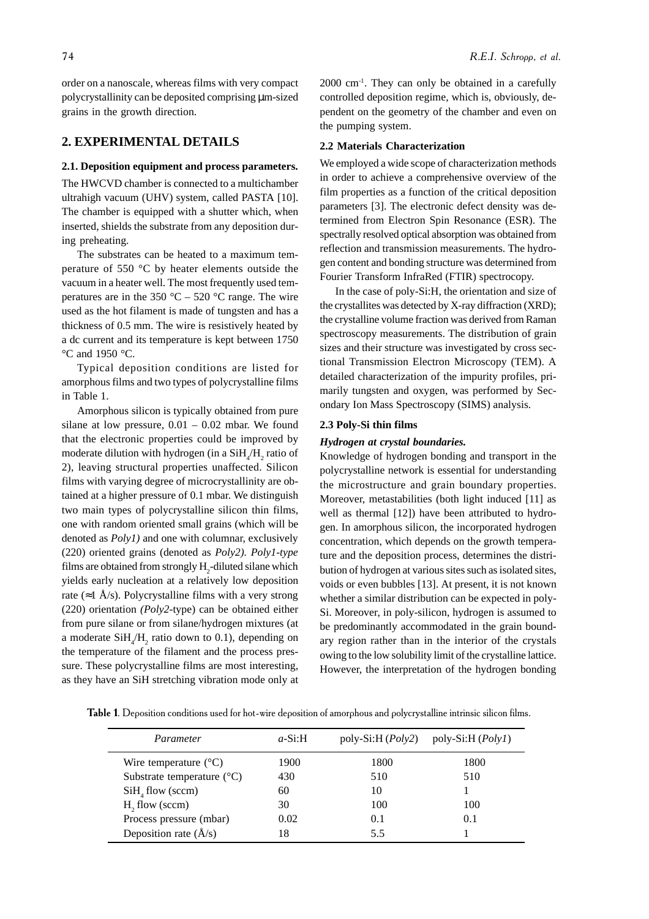order on a nanoscale, whereas films with very compact polycrystallinity can be deposited comprising μm-sized grains in the growth direction.

## 2. EXPERIMENTAL DETAILS

### 2.1. Deposition equipment and process parameters.

The HWCVD chamber is connected to a multichamber ultrahigh vacuum (UHV) system, called PASTA [10]. The chamber is equipped with a shutter which, when inserted, shields the substrate from any deposition during preheating.

The substrates can be heated to a maximum temperature of 550 °C by heater elements outside the vacuum in a heater well. The most frequently used temperatures are in the 350 °C – 520 °C range. The wire used as the hot filament is made of tungsten and has a thickness of 0.5 mm. The wire is resistively heated by a dc current and its temperature is kept between 1750 °C and 1950 °C.

Typical deposition conditions are listed for amorphous films and two types of polycrystalline films in Table 1.

Amorphous silicon is typically obtained from pure silane at low pressure, 0.01 – 0.02 mbar. We found that the electronic properties could be improved by moderate dilution with hydrogen (in a $SiH_4/H_2$ ratio of 2), leaving structural properties unaffected. Silicon films with varying degree of microcrystallinity are obtained at a higher pressure of 0.1 mbar. We distinguish two main types of polycrystalline silicon thin films, one with random oriented small grains (which will be denoted as *Poly1)* and one with columnar, exclusively (220) oriented grains (denoted as *Poly2). Poly1-type* films are obtained from strongly $H_2$-diluted silane which yields early nucleation at a relatively low deposition rate (≈1 Å/s). Polycrystalline films with a very strong (220) orientation *(Poly2*-type) can be obtained either from pure silane or from silane/hydrogen mixtures (at a moderate $SiH_4/H_2$ ratio down to 0.1), depending on the temperature of the filament and the process pressure. These polycrystalline films are most interesting, as they have an SiH stretching vibration mode only at 2000 $cm^{-1}$. They can only be obtained in a carefully controlled deposition regime, which is, obviously, dependent on the geometry of the chamber and even on the pumping system.

### 2.2 Materials Characterization

We employed a wide scope of characterization methods in order to achieve a comprehensive overview of the film properties as a function of the critical deposition parameters [3]. The electronic defect density was determined from Electron Spin Resonance (ESR). The spectrally resolved optical absorption was obtained from reflection and transmission measurements. The hydrogen content and bonding structure was determined from Fourier Transform InfraRed (FTIR) spectrocopy.

In the case of poly-Si:H, the orientation and size of the crystallites was detected by X-ray diffraction (XRD); the crystalline volume fraction was derived from Raman spectroscopy measurements. The distribution of grain sizes and their structure was investigated by cross sectional Transmission Electron Microscopy (TEM). A detailed characterization of the impurity profiles, primarily tungsten and oxygen, was performed by Secondary Ion Mass Spectroscopy (SIMS) analysis.

### 2.3 Poly-Si thin films

#### *Hydrogen at crystal boundaries.*

Knowledge of hydrogen bonding and transport in the polycrystalline network is essential for understanding the microstructure and grain boundary properties. Moreover, metastabilities (both light induced [11] as well as thermal [12]) have been attributed to hydrogen. In amorphous silicon, the incorporated hydrogen concentration, which depends on the growth temperature and the deposition process, determines the distribution of hydrogen at various sites such as isolated sites, voids or even bubbles [13]. At present, it is not known whether a similar distribution can be expected in poly-Si. Moreover, in poly-silicon, hydrogen is assumed to be predominantly accommodated in the grain boundary region rather than in the interior of the crystals owing to the low solubility limit of the crystalline lattice. However, the interpretation of the hydrogen bonding

**Table 1**. Deposition conditions used for hot-wire deposition of amorphous and polycrystalline intrinsic silicon films.

| *Parameter* | *a*-Si:H | poly-Si:H (*Poly2*) | poly-Si:H (*Poly1*) |
|---|---|---|---|
| Wire temperature (°C) | 1900 | 1800 | 1800 |
| Substrate temperature (°C) | 430 | 510 | 510 |
| $SiH_4$ flow (sccm) | 60 | 10 | 1 |
| $H_2$ flow (sccm) | 30 | 100 | 100 |
| Process pressure (mbar) | 0.02 | 0.1 | 0.1 |
| Deposition rate (Å/s) | 18 | 5.5 | 1 |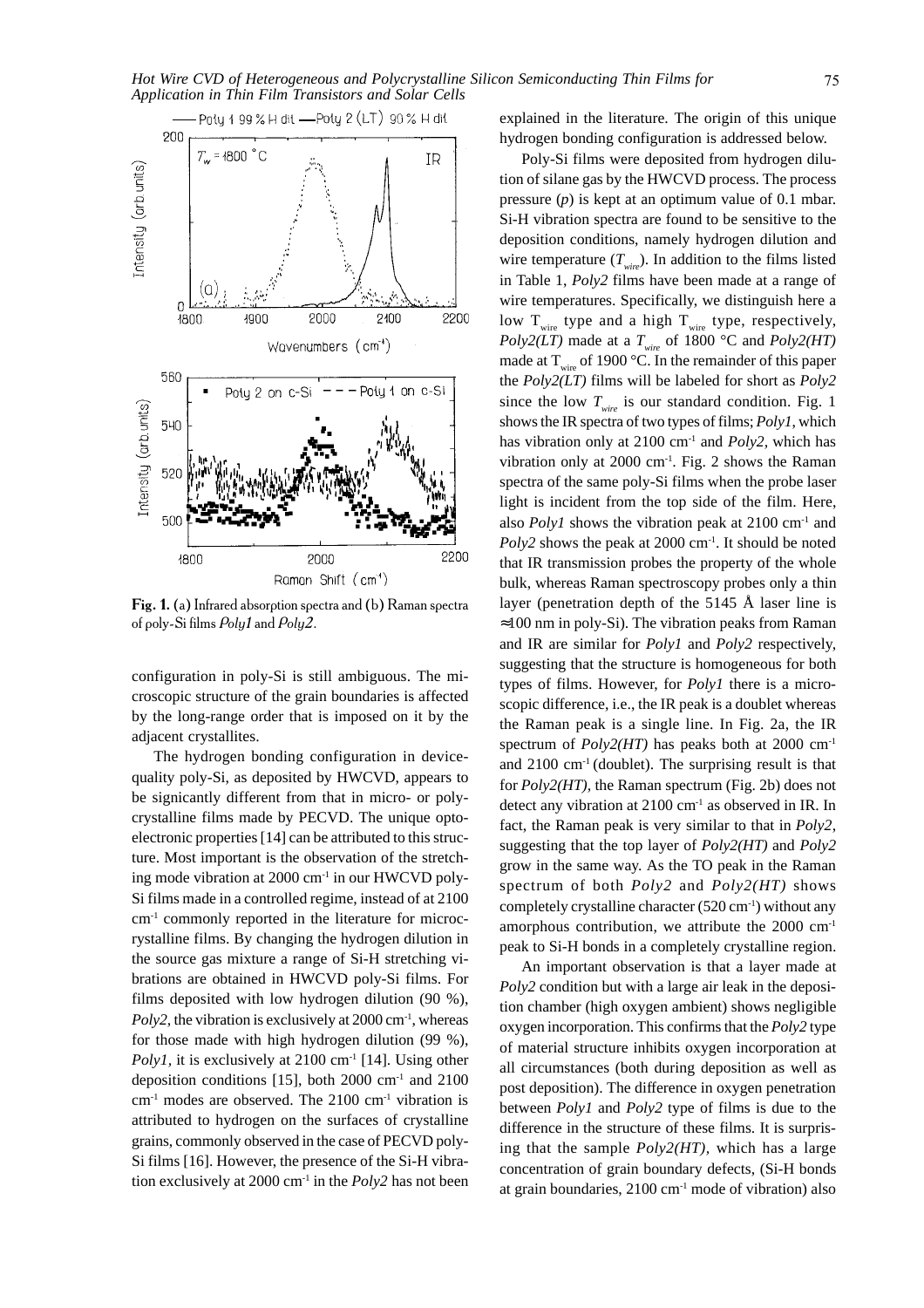Fig. 1. (a) Infrared absorption spectra and (b) Raman spectra of poly-Si films *Poly1* and *Poly2*.

configuration in poly-Si is still ambiguous. The microscopic structure of the grain boundaries is affected by the long-range order that is imposed on it by the adjacent crystallites.

The hydrogen bonding configuration in device-quality poly-Si, as deposited by HWCVD, appears to be signicantly different from that in micro- or polycrystalline films made by PECVD. The unique optoelectronic properties [14] can be attributed to this structure. Most important is the observation of the stretching mode vibration at 2000 cm$^{-1}$ in our HWCVD poly-Si films made in a controlled regime, instead of at 2100 cm$^{-1}$ commonly reported in the literature for microcrystalline films. By changing the hydrogen dilution in the source gas mixture a range of Si-H stretching vibrations are obtained in HWCVD poly-Si films. For films deposited with low hydrogen dilution (90 %), *Poly2*, the vibration is exclusively at 2000 cm$^{-1}$, whereas for those made with high hydrogen dilution (99 %), *Poly1*, it is exclusively at 2100 cm$^{-1}$ [14]. Using other deposition conditions [15], both 2000 cm$^{-1}$ and 2100 cm$^{-1}$ modes are observed. The 2100 cm$^{-1}$ vibration is attributed to hydrogen on the surfaces of crystalline grains, commonly observed in the case of PECVD poly-Si films [16]. However, the presence of the Si-H vibration exclusively at 2000 cm$^{-1}$ in the *Poly2* has not been explained in the literature. The origin of this unique hydrogen bonding configuration is addressed below.

Poly-Si films were deposited from hydrogen dilution of silane gas by the HWCVD process. The process pressure ($p$) is kept at an optimum value of 0.1 mbar. Si-H vibration spectra are found to be sensitive to the deposition conditions, namely hydrogen dilution and wire temperature ($T_{wire}$). In addition to the films listed in Table 1, *Poly2* films have been made at a range of wire temperatures. Specifically, we distinguish here a low $T_{wire}$ type and a high $T_{wire}$ type, respectively, *Poly2(LT)* made at a $T_{wire}$ of 1800 °C and *Poly2(HT)* made at $T_{wire}$ of 1900 °C. In the remainder of this paper the *Poly2(LT)* films will be labeled for short as *Poly2* since the low $T_{wire}$ is our standard condition. Fig. 1 shows the IR spectra of two types of films; *Poly1*, which has vibration only at 2100 cm$^{-1}$ and *Poly2*, which has vibration only at 2000 cm$^{-1}$. Fig. 2 shows the Raman spectra of the same poly-Si films when the probe laser light is incident from the top side of the film. Here, also *Poly1* shows the vibration peak at 2100 cm$^{-1}$ and *Poly2* shows the peak at 2000 cm$^{-1}$. It should be noted that IR transmission probes the property of the whole bulk, whereas Raman spectroscopy probes only a thin layer (penetration depth of the 5145 Å laser line is ≈100 nm in poly-Si). The vibration peaks from Raman and IR are similar for *Poly1* and *Poly2* respectively, suggesting that the structure is homogeneous for both types of films. However, for *Poly1* there is a microscopic difference, i.e., the IR peak is a doublet whereas the Raman peak is a single line. In Fig. 2a, the IR spectrum of *Poly2(HT)* has peaks both at 2000 cm$^{-1}$ and 2100 cm$^{-1}$ (doublet). The surprising result is that for *Poly2(HT)*, the Raman spectrum (Fig. 2b) does not detect any vibration at 2100 cm$^{-1}$ as observed in IR. In fact, the Raman peak is very similar to that in *Poly2*, suggesting that the top layer of *Poly2(HT)* and *Poly2* grow in the same way. As the TO peak in the Raman spectrum of both *Poly2* and *Poly2(HT)* shows completely crystalline character (520 cm$^{-1}$) without any amorphous contribution, we attribute the 2000 cm$^{-1}$ peak to Si-H bonds in a completely crystalline region.

An important observation is that a layer made at *Poly2* condition but with a large air leak in the deposition chamber (high oxygen ambient) shows negligible oxygen incorporation. This confirms that the *Poly2* type of material structure inhibits oxygen incorporation at all circumstances (both during deposition as well as post deposition). The difference in oxygen penetration between *Poly1* and *Poly2* type of films is due to the difference in the structure of these films. It is surprising that the sample *Poly2(HT)*, which has a large concentration of grain boundary defects, (Si-H bonds at grain boundaries, 2100 cm$^{-1}$ mode of vibration) also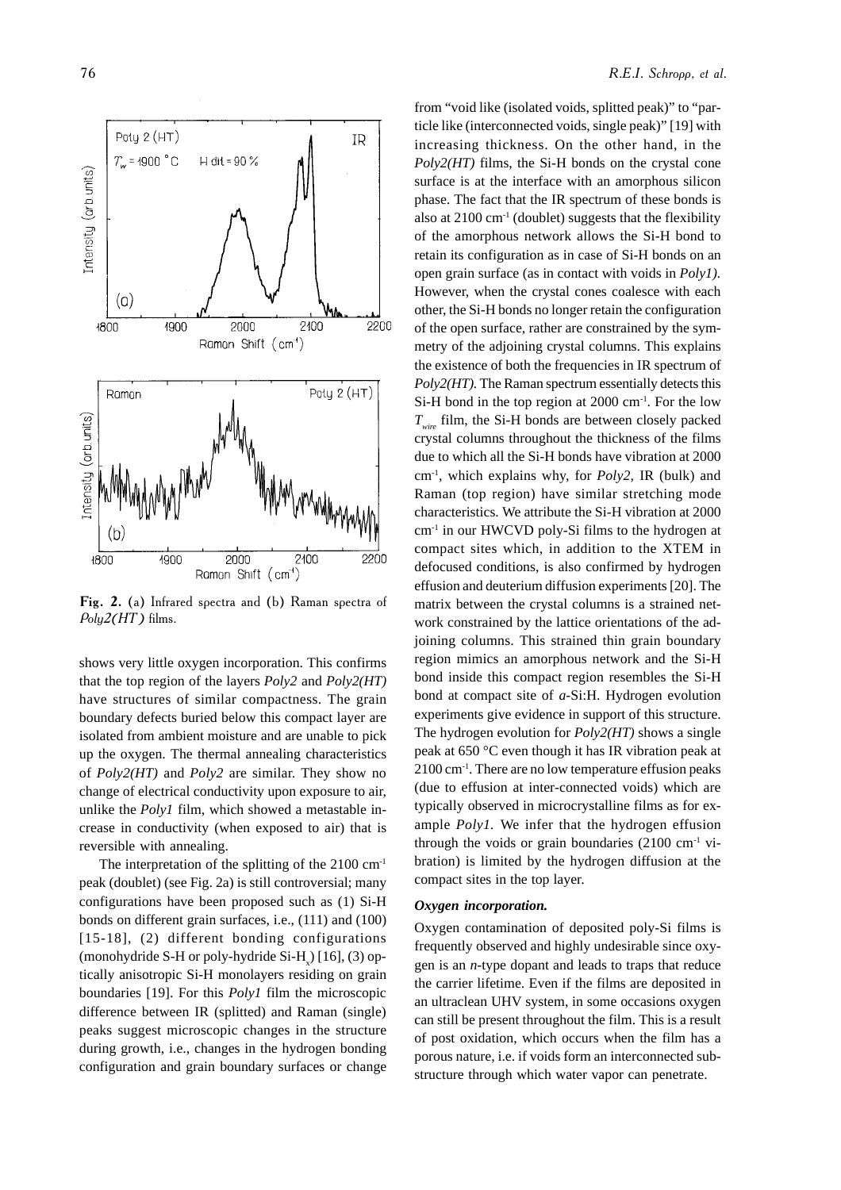Fig. 2. (a) Infrared spectra and (b) Raman spectra of *Poly2(HT)* films.

shows very little oxygen incorporation. This confirms that the top region of the layers *Poly2* and *Poly2(HT)* have structures of similar compactness. The grain boundary defects buried below this compact layer are isolated from ambient moisture and are unable to pick up the oxygen. The thermal annealing characteristics of *Poly2(HT)* and *Poly2* are similar. They show no change of electrical conductivity upon exposure to air, unlike the *Poly1* film, which showed a metastable increase in conductivity (when exposed to air) that is reversible with annealing.

The interpretation of the splitting of the 2100 $cm^{-1}$ peak (doublet) (see Fig. 2a) is still controversial; many configurations have been proposed such as (1) Si-H bonds on different grain surfaces, i.e., (111) and (100) [15-18], (2) different bonding configurations (monohydride S-H or poly-hydride Si-$H_x$) [16], (3) optically anisotropic Si-H monolayers residing on grain boundaries [19]. For this *Poly1* film the microscopic difference between IR (splitted) and Raman (single) peaks suggest microscopic changes in the structure during growth, i.e., changes in the hydrogen bonding configuration and grain boundary surfaces or change from "void like (isolated voids, splitted peak)" to "particle like (interconnected voids, single peak)" [19] with increasing thickness. On the other hand, in the *Poly2(HT)* films, the Si-H bonds on the crystal cone surface is at the interface with an amorphous silicon phase. The fact that the IR spectrum of these bonds is also at 2100 $cm^{-1}$ (doublet) suggests that the flexibility of the amorphous network allows the Si-H bond to retain its configuration as in case of Si-H bonds on an open grain surface (as in contact with voids in *Poly1)*. However, when the crystal cones coalesce with each other, the Si-H bonds no longer retain the configuration of the open surface, rather are constrained by the symmetry of the adjoining crystal columns. This explains the existence of both the frequencies in IR spectrum of *Poly2(HT)*. The Raman spectrum essentially detects this Si-H bond in the top region at 2000 $cm^{-1}$. For the low $T_{wire}$ film, the Si-H bonds are between closely packed crystal columns throughout the thickness of the films due to which all the Si-H bonds have vibration at 2000 $cm^{-1}$, which explains why, for *Poly2*, IR (bulk) and Raman (top region) have similar stretching mode characteristics. We attribute the Si-H vibration at 2000 $cm^{-1}$ in our HWCVD poly-Si films to the hydrogen at compact sites which, in addition to the XTEM in defocused conditions, is also confirmed by hydrogen effusion and deuterium diffusion experiments [20]. The matrix between the crystal columns is a strained network constrained by the lattice orientations of the adjoining columns. This strained thin grain boundary region mimics an amorphous network and the Si-H bond inside this compact region resembles the Si-H bond at compact site of *a*-Si:H. Hydrogen evolution experiments give evidence in support of this structure. The hydrogen evolution for *Poly2(HT)* shows a single peak at 650 °C even though it has IR vibration peak at 2100 $cm^{-1}$. There are no low temperature effusion peaks (due to effusion at inter-connected voids) which are typically observed in microcrystalline films as for example *Poly1*. We infer that the hydrogen effusion through the voids or grain boundaries (2100 $cm^{-1}$ vibration) is limited by the hydrogen diffusion at the compact sites in the top layer.

***Oxygen incorporation.***

Oxygen contamination of deposited poly-Si films is frequently observed and highly undesirable since oxygen is an *n*-type dopant and leads to traps that reduce the carrier lifetime. Even if the films are deposited in an ultraclean UHV system, in some occasions oxygen can still be present throughout the film. This is a result of post oxidation, which occurs when the film has a porous nature, i.e. if voids form an interconnected substructure through which water vapor can penetrate.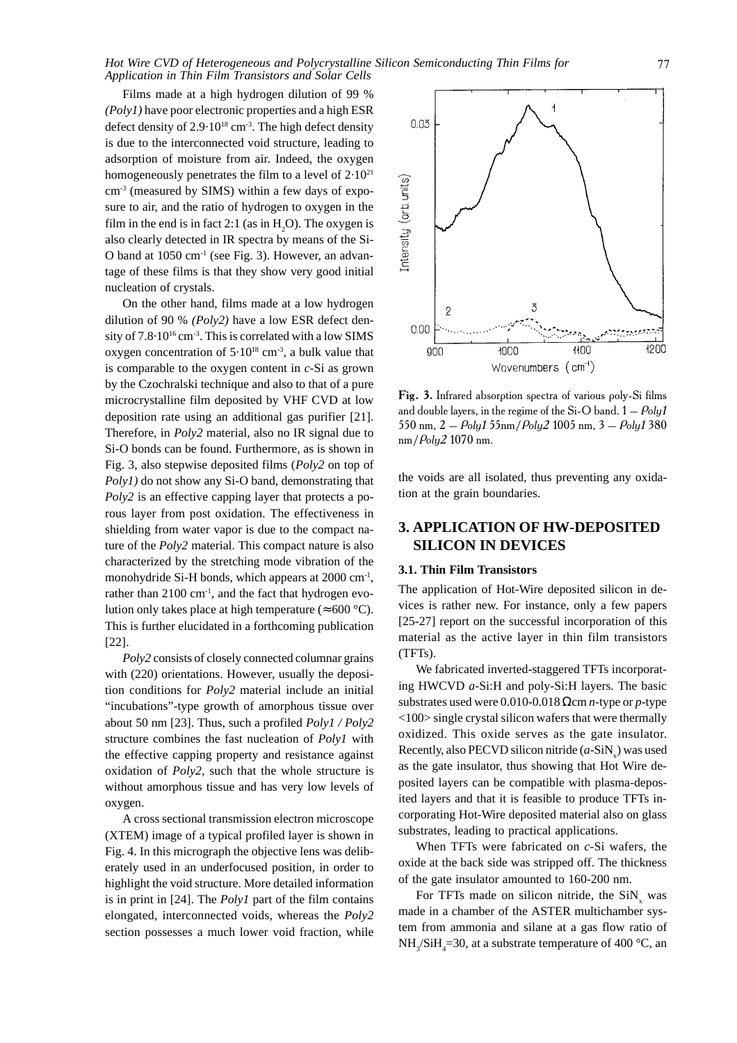Films made at a high hydrogen dilution of 99 % *(Poly1)* have poor electronic properties and a high ESR defect density of $2.9 \cdot 10^{18}$ cm$^{-3}$. The high defect density is due to the interconnected void structure, leading to adsorption of moisture from air. Indeed, the oxygen homogeneously penetrates the film to a level of $2 \cdot 10^{21}$ cm$^{-3}$ (measured by SIMS) within a few days of exposure to air, and the ratio of hydrogen to oxygen in the film in the end is in fact 2:1 (as in $H_2O$). The oxygen is also clearly detected in IR spectra by means of the Si-O band at 1050 cm$^{-1}$ (see Fig. 3). However, an advantage of these films is that they show very good initial nucleation of crystals.

On the other hand, films made at a low hydrogen dilution of 90 % *(Poly2)* have a low ESR defect density of $7.8 \cdot 10^{16}$ cm$^{-3}$. This is correlated with a low SIMS oxygen concentration of $5 \cdot 10^{18}$ cm$^{-3}$, a bulk value that is comparable to the oxygen content in *c*-Si as grown by the Czochralski technique and also to that of a pure microcrystalline film deposited by VHF CVD at low deposition rate using an additional gas purifier [21]. Therefore, in *Poly2* material, also no IR signal due to Si-O bonds can be found. Furthermore, as is shown in Fig. 3, also stepwise deposited films (*Poly2* on top of *Poly1)* do not show any Si-O band, demonstrating that *Poly2* is an effective capping layer that protects a porous layer from post oxidation. The effectiveness in shielding from water vapor is due to the compact nature of the *Poly2* material. This compact nature is also characterized by the stretching mode vibration of the monohydride Si-H bonds, which appears at 2000 cm$^{-1}$, rather than 2100 cm$^{-1}$, and the fact that hydrogen evolution only takes place at high temperature ($\approx$600 °C). This is further elucidated in a forthcoming publication [22].

*Poly2* consists of closely connected columnar grains with (220) orientations. However, usually the deposition conditions for *Poly2* material include an initial "incubations"-type growth of amorphous tissue over about 50 nm [23]. Thus, such a profiled *Poly1 / Poly2* structure combines the fast nucleation of *Poly1* with the effective capping property and resistance against oxidation of *Poly2*, such that the whole structure is without amorphous tissue and has very low levels of oxygen.

A cross sectional transmission electron microscope (XTEM) image of a typical profiled layer is shown in Fig. 4. In this micrograph the objective lens was deliberately used in an underfocused position, in order to highlight the void structure. More detailed information is in print in [24]. The *Poly1* part of the film contains elongated, interconnected voids, whereas the *Poly2* section possesses a much lower void fraction, while the voids are all isolated, thus preventing any oxidation at the grain boundaries.

**Fig. 3.** Infrared absorption spectra of various poly-Si films and double layers, in the regime of the Si-O band. 1 – *Poly1* 550 nm, 2 – *Poly1* 55nm/*Poly2* 1005 nm, 3 – *Poly1* 380 nm/*Poly2* 1070 nm.

## 3. APPLICATION OF HW-DEPOSITED SILICON IN DEVICES

### 3.1. Thin Film Transistors

The application of Hot-Wire deposited silicon in devices is rather new. For instance, only a few papers [25-27] report on the successful incorporation of this material as the active layer in thin film transistors (TFTs).

We fabricated inverted-staggered TFTs incorporating HWCVD *a*-Si:H and poly-Si:H layers. The basic substrates used were 0.010-0.018 Ωcm *n*-type or *p*-type <100> single crystal silicon wafers that were thermally oxidized. This oxide serves as the gate insulator. Recently, also PECVD silicon nitride (*a*-$SiN_x$) was used as the gate insulator, thus showing that Hot Wire deposited layers can be compatible with plasma-deposited layers and that it is feasible to produce TFTs incorporating Hot-Wire deposited material also on glass substrates, leading to practical applications.

When TFTs were fabricated on *c*-Si wafers, the oxide at the back side was stripped off. The thickness of the gate insulator amounted to 160-200 nm.

For TFTs made on silicon nitride, the $SiN_x$ was made in a chamber of the ASTER multichamber system from ammonia and silane at a gas flow ratio of $NH_3/SiH_4$=30, at a substrate temperature of 400 °C, an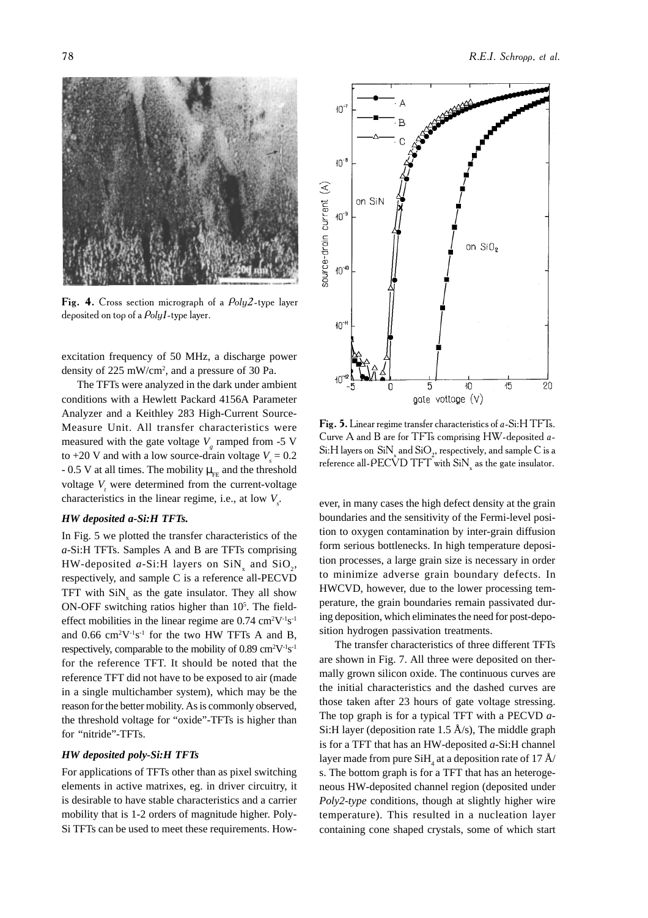Fig. 4. Cross section micrograph of a *Poly2*-type layer deposited on top of a *Poly1*-type layer.

excitation frequency of 50 MHz, a discharge power density of 225 mW/cm$^2$, and a pressure of 30 Pa.

The TFTs were analyzed in the dark under ambient conditions with a Hewlett Packard 4156A Parameter Analyzer and a Keithley 283 High-Current Source-Measure Unit. All transfer characteristics were measured with the gate voltage $V_g$ ramped from -5 V to +20 V and with a low source-drain voltage $V_s$ = 0.2 - 0.5 V at all times. The mobility $\mu_{FE}$ and the threshold voltage $V_t$ were determined from the current-voltage characteristics in the linear regime, i.e., at low $V_s$.

### *HW deposited a-Si:H TFTs.*

In Fig. 5 we plotted the transfer characteristics of the *a*-Si:H TFTs. Samples A and B are TFTs comprising HW-deposited *a*-Si:H layers on $SiN_x$ and $SiO_2$, respectively, and sample C is a reference all-PECVD TFT with $SiN_x$ as the gate insulator. They all show ON-OFF switching ratios higher than $10^5$. The field-effect mobilities in the linear regime are 0.74 cm$^2$V$^{-1}$s$^{-1}$ and 0.66 cm$^2$V$^{-1}$s$^{-1}$ for the two HW TFTs A and B, respectively, comparable to the mobility of 0.89 cm$^2$V$^{-1}$s$^{-1}$ for the reference TFT. It should be noted that the reference TFT did not have to be exposed to air (made in a single multichamber system), which may be the reason for the better mobility. As is commonly observed, the threshold voltage for "oxide"-TFTs is higher than for "nitride"-TFTs.

### *HW deposited poly-Si:H TFTs*

For applications of TFTs other than as pixel switching elements in active matrixes, eg. in driver circuitry, it is desirable to have stable characteristics and a carrier mobility that is 1-2 orders of magnitude higher. Poly-Si TFTs can be used to meet these requirements. However, in many cases the high defect density at the grain boundaries and the sensitivity of the Fermi-level position to oxygen contamination by inter-grain diffusion form serious bottlenecks. In high temperature deposition processes, a large grain size is necessary in order to minimize adverse grain boundary defects. In HWCVD, however, due to the lower processing temperature, the grain boundaries remain passivated during deposition, which eliminates the need for post-deposition hydrogen passivation treatments.

The transfer characteristics of three different TFTs are shown in Fig. 7. All three were deposited on thermally grown silicon oxide. The continuous curves are the initial characteristics and the dashed curves are those taken after 23 hours of gate voltage stressing. The top graph is for a typical TFT with a PECVD *a*-Si:H layer (deposition rate 1.5 Å/s), the middle graph is for a TFT that has an HW-deposited *a*-Si:H channel layer made from pure $SiH_4$ at a deposition rate of 17 Å/s. The bottom graph is for a TFT that has an heterogeneous HW-deposited channel region (deposited under *Poly2-type* conditions, though at slightly higher wire temperature). This resulted in a nucleation layer containing cone shaped crystals, some of which start

Fig. 5. Linear regime transfer characteristics of *a*-Si:H TFTs. Curve A and B are for TFTs comprising HW-deposited *a*-Si:H layers on $SiN_x$ and $SiO_2$, respectively, and sample C is a reference all-PECVD TFT with $SiN_x$ as the gate insulator.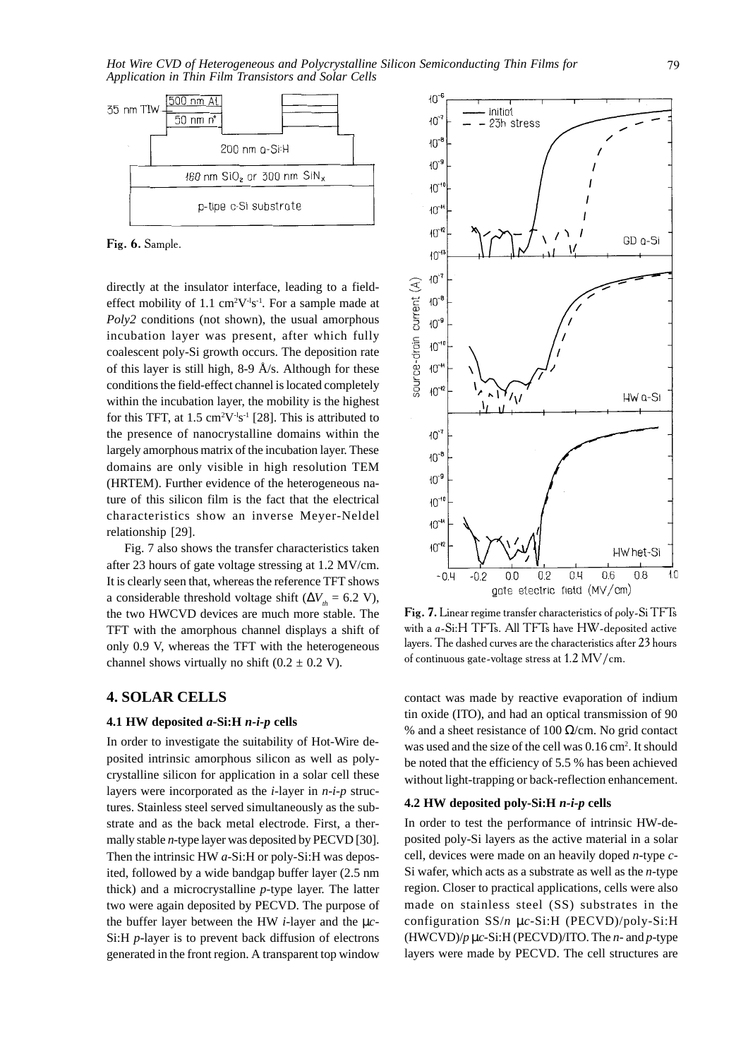Fig. 6. Sample.

directly at the insulator interface, leading to a field-effect mobility of 1.1 $cm^2V^{-1}s^{-1}$. For a sample made at *Poly2* conditions (not shown), the usual amorphous incubation layer was present, after which fully coalescent poly-Si growth occurs. The deposition rate of this layer is still high, 8-9 Å/s. Although for these conditions the field-effect channel is located completely within the incubation layer, the mobility is the highest for this TFT, at 1.5 $cm^2V^{-1}s^{-1}$ [28]. This is attributed to the presence of nanocrystalline domains within the largely amorphous matrix of the incubation layer. These domains are only visible in high resolution TEM (HRTEM). Further evidence of the heterogeneous nature of this silicon film is the fact that the electrical characteristics show an inverse Meyer-Neldel relationship [29].

Fig. 7 also shows the transfer characteristics taken after 23 hours of gate voltage stressing at 1.2 MV/cm. It is clearly seen that, whereas the reference TFT shows a considerable threshold voltage shift ($\Delta V_{th}$ = 6.2 V), the two HWCVD devices are much more stable. The TFT with the amorphous channel displays a shift of only 0.9 V, whereas the TFT with the heterogeneous channel shows virtually no shift (0.2 ± 0.2 V).

Fig. 7. Linear regime transfer characteristics of poly-Si TFTs with a *a*-Si:H TFTs. All TFTs have HW-deposited active layers. The dashed curves are the characteristics after 23 hours of continuous gate-voltage stress at 1.2 MV/cm.

## 4. SOLAR CELLS

### 4.1 HW deposited *a*-Si:H *n-i-p* cells

In order to investigate the suitability of Hot-Wire deposited intrinsic amorphous silicon as well as polycrystalline silicon for application in a solar cell these layers were incorporated as the *i*-layer in *n-i-p* structures. Stainless steel served simultaneously as the substrate and as the back metal electrode. First, a thermally stable *n*-type layer was deposited by PECVD [30]. Then the intrinsic HW *a*-Si:H or poly-Si:H was deposited, followed by a wide bandgap buffer layer (2.5 nm thick) and a microcrystalline *p*-type layer. The latter two were again deposited by PECVD. The purpose of the buffer layer between the HW *i*-layer and the μ*c*-Si:H *p*-layer is to prevent back diffusion of electrons generated in the front region. A transparent top window contact was made by reactive evaporation of indium tin oxide (ITO), and had an optical transmission of 90 % and a sheet resistance of 100 Ω/cm. No grid contact was used and the size of the cell was 0.16 $cm^2$. It should be noted that the efficiency of 5.5 % has been achieved without light-trapping or back-reflection enhancement.

### 4.2 HW deposited poly-Si:H *n-i-p* cells

In order to test the performance of intrinsic HW-deposited poly-Si layers as the active material in a solar cell, devices were made on an heavily doped *n*-type *c*-Si wafer, which acts as a substrate as well as the *n*-type region. Closer to practical applications, cells were also made on stainless steel (SS) substrates in the configuration SS/*n* μ*c*-Si:H (PECVD)/poly-Si:H (HWCVD)/*p* μ*c*-Si:H (PECVD)/ITO. The *n*- and *p*-type layers were made by PECVD. The cell structures are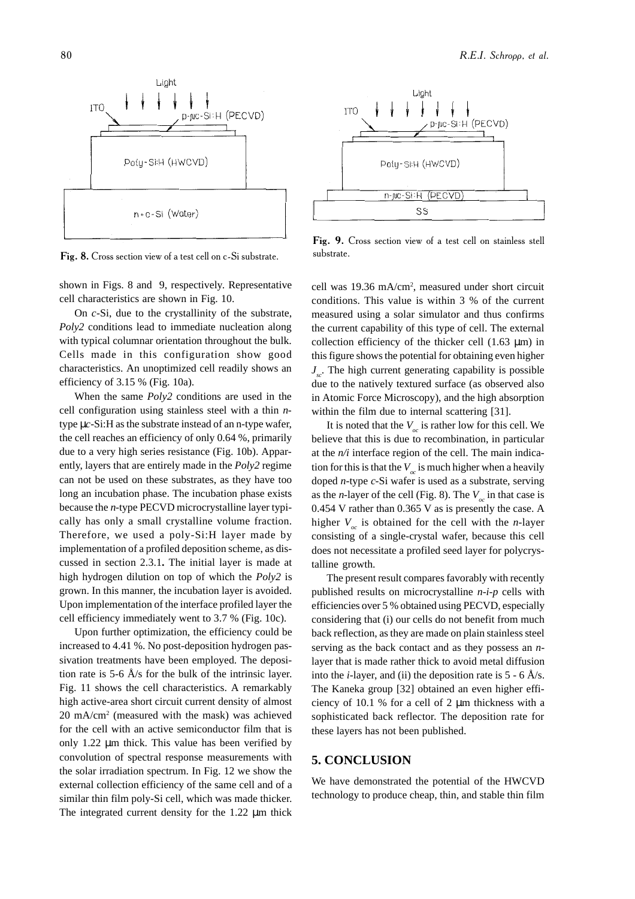Fig. 8. Cross section view of a test cell on c-Si substrate.

Fig. 9. Cross section view of a test cell on stainless stell substrate.

shown in Figs. 8 and 9, respectively. Representative cell characteristics are shown in Fig. 10.

On *c*-Si, due to the crystallinity of the substrate, *Poly2* conditions lead to immediate nucleation along with typical columnar orientation throughout the bulk. Cells made in this configuration show good characteristics. An unoptimized cell readily shows an efficiency of 3.15 % (Fig. 10a).

When the same *Poly2* conditions are used in the cell configuration using stainless steel with a thin *n*-type μ*c*-Si:H as the substrate instead of an n-type wafer, the cell reaches an efficiency of only 0.64 %, primarily due to a very high series resistance (Fig. 10b). Apparently, layers that are entirely made in the *Poly2* regime can not be used on these substrates, as they have too long an incubation phase. The incubation phase exists because the *n*-type PECVD microcrystalline layer typically has only a small crystalline volume fraction. Therefore, we used a poly-Si:H layer made by implementation of a profiled deposition scheme, as discussed in section 2.3.1**.** The initial layer is made at high hydrogen dilution on top of which the *Poly2* is grown. In this manner, the incubation layer is avoided. Upon implementation of the interface profiled layer the cell efficiency immediately went to 3.7 % (Fig. 10c).

Upon further optimization, the efficiency could be increased to 4.41 %. No post-deposition hydrogen passivation treatments have been employed. The deposition rate is 5-6 Å/s for the bulk of the intrinsic layer. Fig. 11 shows the cell characteristics. A remarkably high active-area short circuit current density of almost 20 mA/cm$^2$ (measured with the mask) was achieved for the cell with an active semiconductor film that is only 1.22 μm thick. This value has been verified by convolution of spectral response measurements with the solar irradiation spectrum. In Fig. 12 we show the external collection efficiency of the same cell and of a similar thin film poly-Si cell, which was made thicker. The integrated current density for the 1.22 μm thick cell was 19.36 mA/cm$^2$, measured under short circuit conditions. This value is within 3 % of the current measured using a solar simulator and thus confirms the current capability of this type of cell. The external collection efficiency of the thicker cell (1.63 μm) in this figure shows the potential for obtaining even higher $J_{sc}$. The high current generating capability is possible due to the natively textured surface (as observed also in Atomic Force Microscopy), and the high absorption within the film due to internal scattering [31].

It is noted that the $V_{oc}$ is rather low for this cell. We believe that this is due to recombination, in particular at the *n/i* interface region of the cell. The main indication for this is that the $V_{oc}$ is much higher when a heavily doped *n*-type *c*-Si wafer is used as a substrate, serving as the *n*-layer of the cell (Fig. 8). The $V_{oc}$ in that case is 0.454 V rather than 0.365 V as is presently the case. A higher $V_{oc}$ is obtained for the cell with the *n*-layer consisting of a single-crystal wafer, because this cell does not necessitate a profiled seed layer for polycrystalline growth.

The present result compares favorably with recently published results on microcrystalline *n-i-p* cells with efficiencies over 5 % obtained using PECVD, especially considering that (i) our cells do not benefit from much back reflection, as they are made on plain stainless steel serving as the back contact and as they possess an *n*-layer that is made rather thick to avoid metal diffusion into the *i*-layer, and (ii) the deposition rate is 5 - 6 Å/s. The Kaneka group [32] obtained an even higher efficiency of 10.1 % for a cell of 2 μm thickness with a sophisticated back reflector. The deposition rate for these layers has not been published.

## 5. CONCLUSION

We have demonstrated the potential of the HWCVD technology to produce cheap, thin, and stable thin film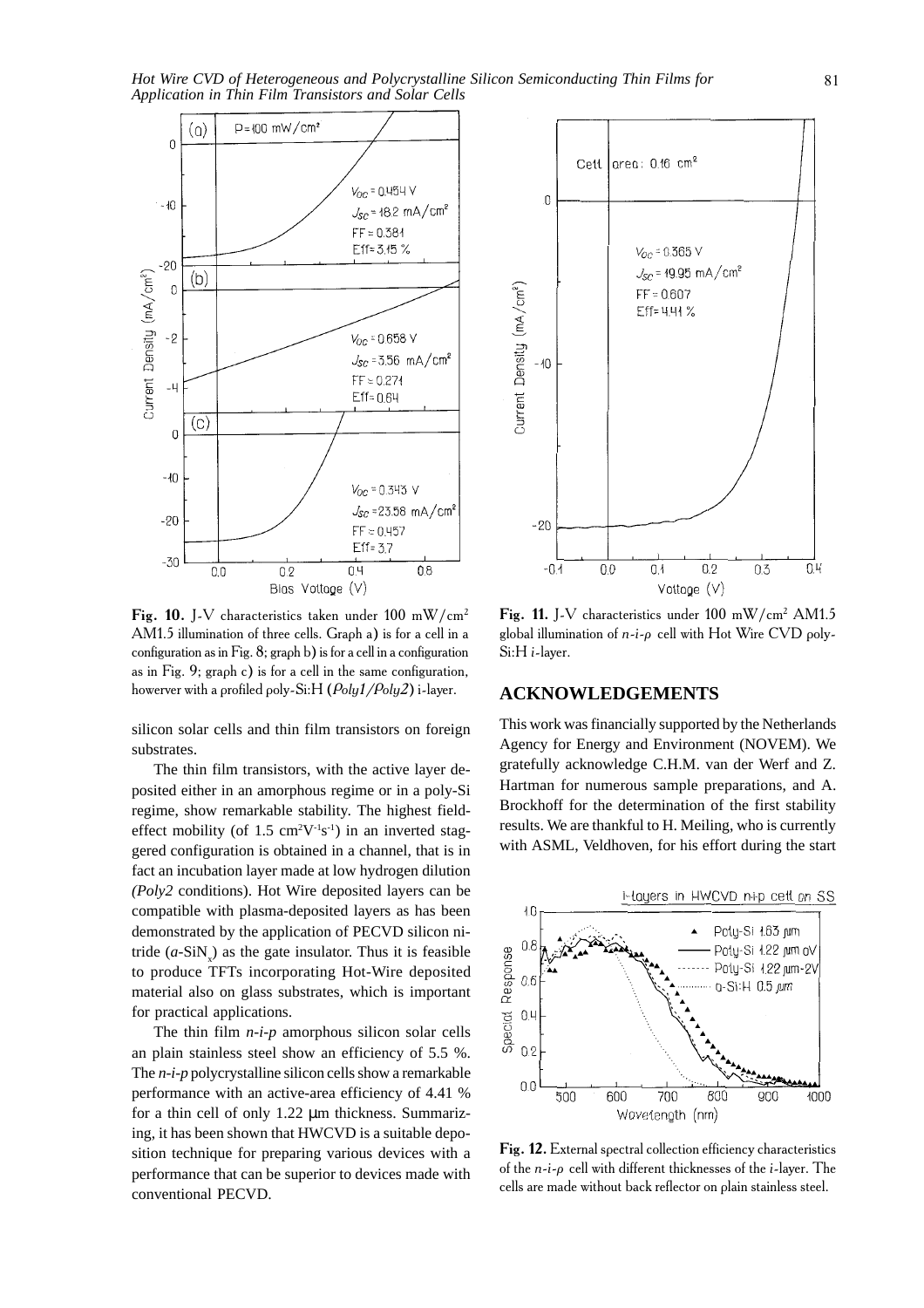Fig. 10. J-V characteristics taken under 100 mW/cm$^2$ AM1.5 illumination of three cells. Graph a) is for a cell in a configuration as in Fig. 8; graph b) is for a cell in a configuration as in Fig. 9; graph c) is for a cell in the same configuration, howerver with a profiled poly-Si:H (*Poly1/Poly2*) i-layer.

Fig. 11. J-V characteristics under 100 mW/cm$^2$ AM1.5 global illumination of *n-i-p* cell with Hot Wire CVD poly-Si:H *i*-layer.

silicon solar cells and thin film transistors on foreign substrates.

The thin film transistors, with the active layer deposited either in an amorphous regime or in a poly-Si regime, show remarkable stability. The highest field-effect mobility (of 1.5 cm$^2$V$^{-1}$s$^{-1}$) in an inverted staggered configuration is obtained in a channel, that is in fact an incubation layer made at low hydrogen dilution *(Poly2* conditions). Hot Wire deposited layers can be compatible with plasma-deposited layers as has been demonstrated by the application of PECVD silicon nitride ($a$-SiN$_x$) as the gate insulator. Thus it is feasible to produce TFTs incorporating Hot-Wire deposited material also on glass substrates, which is important for practical applications.

The thin film *n-i-p* amorphous silicon solar cells an plain stainless steel show an efficiency of 5.5 %. The *n-i-p* polycrystalline silicon cells show a remarkable performance with an active-area efficiency of 4.41 % for a thin cell of only 1.22 μm thickness. Summarizing, it has been shown that HWCVD is a suitable deposition technique for preparing various devices with a performance that can be superior to devices made with conventional PECVD.

## ACKNOWLEDGEMENTS

This work was financially supported by the Netherlands Agency for Energy and Environment (NOVEM). We gratefully acknowledge C.H.M. van der Werf and Z. Hartman for numerous sample preparations, and A. Brockhoff for the determination of the first stability results. We are thankful to H. Meiling, who is currently with ASML, Veldhoven, for his effort during the start

Fig. 12. External spectral collection efficiency characteristics of the *n-i-p* cell with different thicknesses of the *i*-layer. The cells are made without back reflector on plain stainless steel.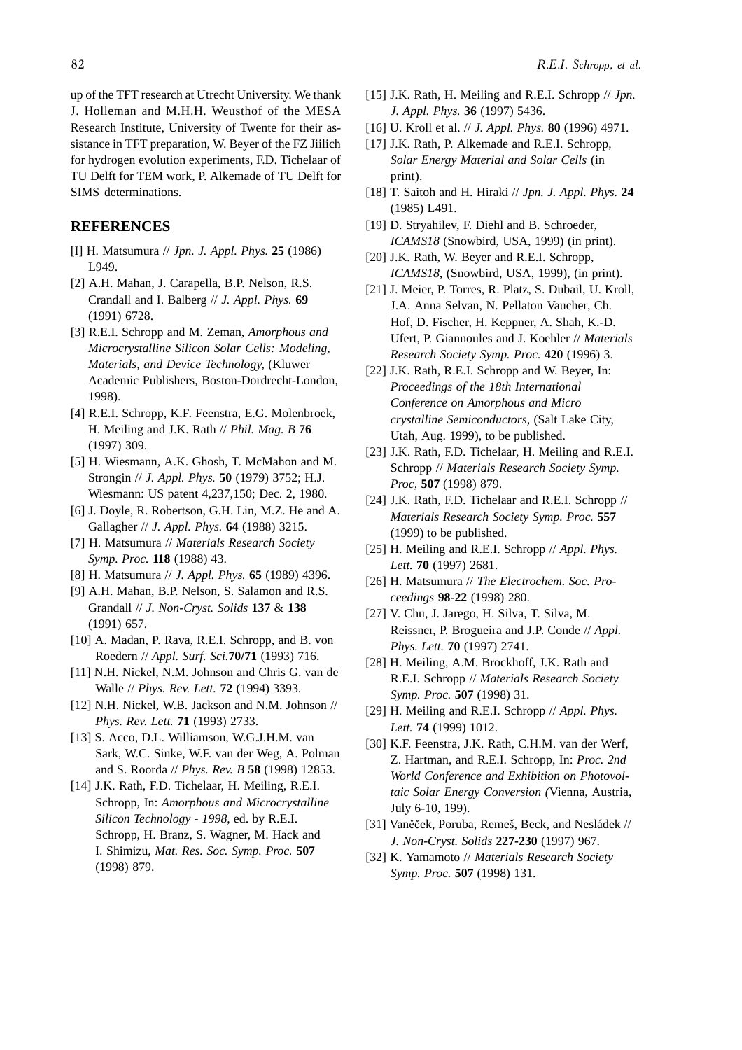up of the TFT research at Utrecht University. We thank J. Holleman and M.H.H. Weusthof of the MESA Research Institute, University of Twente for their assistance in TFT preparation, W. Beyer of the FZ Jiilich for hydrogen evolution experiments, F.D. Tichelaar of TU Delft for TEM work, P. Alkemade of TU Delft for SIMS determinations.

## REFERENCES

[I] H. Matsumura // *Jpn. J. Appl. Phys.* **25** (1986) L949.

[2] A.H. Mahan, J. Carapella, B.P. Nelson, R.S. Crandall and I. Balberg // *J. Appl. Phys.* **69** (1991) 6728.

[3] R.E.I. Schropp and M. Zeman, *Amorphous and Microcrystalline Silicon Solar Cells: Modeling, Materials, and Device Technology,* (Kluwer Academic Publishers, Boston-Dordrecht-London, 1998).

[4] R.E.I. Schropp, K.F. Feenstra, E.G. Molenbroek, H. Meiling and J.K. Rath // *Phil. Mag. B* **76** (1997) 309.

[5] H. Wiesmann, A.K. Ghosh, T. McMahon and M. Strongin // *J. Appl. Phys.* **50** (1979) 3752; H.J. Wiesmann: US patent 4,237,150; Dec. 2, 1980.

[6] J. Doyle, R. Robertson, G.H. Lin, M.Z. He and A. Gallagher // *J. Appl. Phys.* **64** (1988) 3215.

[7] H. Matsumura // *Materials Research Society Symp. Proc.* **118** (1988) 43.

[8] H. Matsumura // *J. Appl. Phys.* **65** (1989) 4396.

[9] A.H. Mahan, B.P. Nelson, S. Salamon and R.S. Grandall // *J. Non-Cryst. Solids* **137** & **138** (1991) 657.

[10] A. Madan, P. Rava, R.E.I. Schropp, and B. von Roedern // *Appl. Surf. Sci.* **70/71** (1993) 716.

[11] N.H. Nickel, N.M. Johnson and Chris G. van de Walle // *Phys. Rev. Lett.* **72** (1994) 3393.

[12] N.H. Nickel, W.B. Jackson and N.M. Johnson // *Phys. Rev. Lett.* **71** (1993) 2733.

[13] S. Acco, D.L. Williamson, W.G.J.H.M. van Sark, W.C. Sinke, W.F. van der Weg, A. Polman and S. Roorda // *Phys. Rev. B* **58** (1998) 12853.

[14] J.K. Rath, F.D. Tichelaar, H. Meiling, R.E.I. Schropp, In: *Amorphous and Microcrystalline Silicon Technology - 1998*, ed. by R.E.I. Schropp, H. Branz, S. Wagner, M. Hack and I. Shimizu, *Mat. Res. Soc. Symp. Proc.* **507** (1998) 879.

[15] J.K. Rath, H. Meiling and R.E.I. Schropp // *Jpn. J. Appl. Phys.* **36** (1997) 5436.

[16] U. Kroll et al. // *J. Appl. Phys.* **80** (1996) 4971.

[17] J.K. Rath, P. Alkemade and R.E.I. Schropp, *Solar Energy Material and Solar Cells* (in print).

[18] T. Saitoh and H. Hiraki // *Jpn. J. Appl. Phys.* **24** (1985) L491.

[19] D. Stryahilev, F. Diehl and B. Schroeder, *ICAMS18* (Snowbird, USA, 1999) (in print).

[20] J.K. Rath, W. Beyer and R.E.I. Schropp, *ICAMS18*, (Snowbird, USA, 1999), (in print).

[21] J. Meier, P. Torres, R. Platz, S. Dubail, U. Kroll, J.A. Anna Selvan, N. Pellaton Vaucher, Ch. Hof, D. Fischer, H. Keppner, A. Shah, K.-D. Ufert, P. Giannoules and J. Koehler // *Materials Research Society Symp. Proc.* **420** (1996) 3.

[22] J.K. Rath, R.E.I. Schropp and W. Beyer, In: *Proceedings of the 18th International Conference on Amorphous and Micro crystalline Semiconductors,* (Salt Lake City, Utah, Aug. 1999), to be published.

[23] J.K. Rath, F.D. Tichelaar, H. Meiling and R.E.I. Schropp // *Materials Research Society Symp. Proc,* **507** (1998) 879.

[24] J.K. Rath, F.D. Tichelaar and R.E.I. Schropp // *Materials Research Society Symp. Proc.* **557** (1999) to be published.

[25] H. Meiling and R.E.I. Schropp // *Appl. Phys. Lett.* **70** (1997) 2681.

[26] H. Matsumura // *The Electrochem. Soc. Proceedings* **98-22** (1998) 280.

[27] V. Chu, J. Jarego, H. Silva, T. Silva, M. Reissner, P. Brogueira and J.P. Conde // *Appl. Phys. Lett.* **70** (1997) 2741.

[28] H. Meiling, A.M. Brockhoff, J.K. Rath and R.E.I. Schropp // *Materials Research Society Symp. Proc.* **507** (1998) 31.

[29] H. Meiling and R.E.I. Schropp // *Appl. Phys. Lett.* **74** (1999) 1012.

[30] K.F. Feenstra, J.K. Rath, C.H.M. van der Werf, Z. Hartman, and R.E.I. Schropp, In: *Proc. 2nd World Conference and Exhibition on Photovoltaic Solar Energy Conversion (*Vienna, Austria, July 6-10, 199).

[31] Vaněček, Poruba, Remeš, Beck, and Nesládek // *J. Non-Cryst. Solids* **227-230** (1997) 967.

[32] K. Yamamoto // *Materials Research Society Symp. Proc.* **507** (1998) 131.